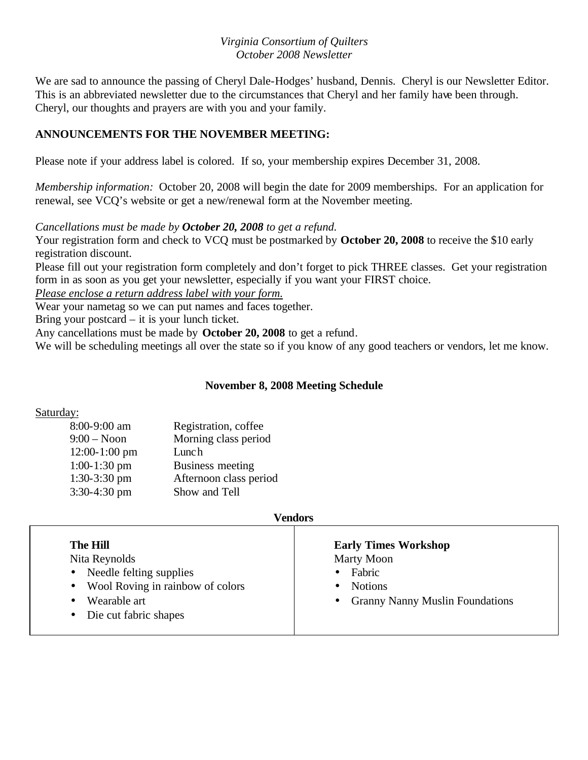*Virginia Consortium of Quilters*
*October 2008 Newsletter*

We are sad to announce the passing of Cheryl Dale-Hodges' husband, Dennis. Cheryl is our Newsletter Editor. This is an abbreviated newsletter due to the circumstances that Cheryl and her family have been through. Cheryl, our thoughts and prayers are with you and your family.

**ANNOUNCEMENTS FOR THE NOVEMBER MEETING:**

Please note if your address label is colored. If so, your membership expires December 31, 2008.

*Membership information:* October 20, 2008 will begin the date for 2009 memberships. For an application for renewal, see VCQ's website or get a new/renewal form at the November meeting.

*Cancellations must be made by **October 20, 2008** to get a refund.*
Your registration form and check to VCQ must be postmarked by **October 20, 2008** to receive the $10 early registration discount.
Please fill out your registration form completely and don't forget to pick THREE classes. Get your registration form in as soon as you get your newsletter, especially if you want your FIRST choice.
*Please enclose a return address label with your form.*
Wear your nametag so we can put names and faces together.
Bring your postcard – it is your lunch ticket.
Any cancellations must be made by **October 20, 2008** to get a refund.
We will be scheduling meetings all over the state so if you know of any good teachers or vendors, let me know.

**November 8, 2008 Meeting Schedule**

Saturday:

| | |
|---|---|
| 8:00-9:00 am | Registration, coffee |
| 9:00 – Noon | Morning class period |
| 12:00-1:00 pm | Lunch |
| 1:00-1:30 pm | Business meeting |
| 1:30-3:30 pm | Afternoon class period |
| 3:30-4:30 pm | Show and Tell |

**Vendors**

**The Hill**
Nita Reynolds
- Needle felting supplies
- Wool Roving in rainbow of colors
- Wearable art
- Die cut fabric shapes

**Early Times Workshop**
Marty Moon
- Fabric
- Notions
- Granny Nanny Muslin Foundations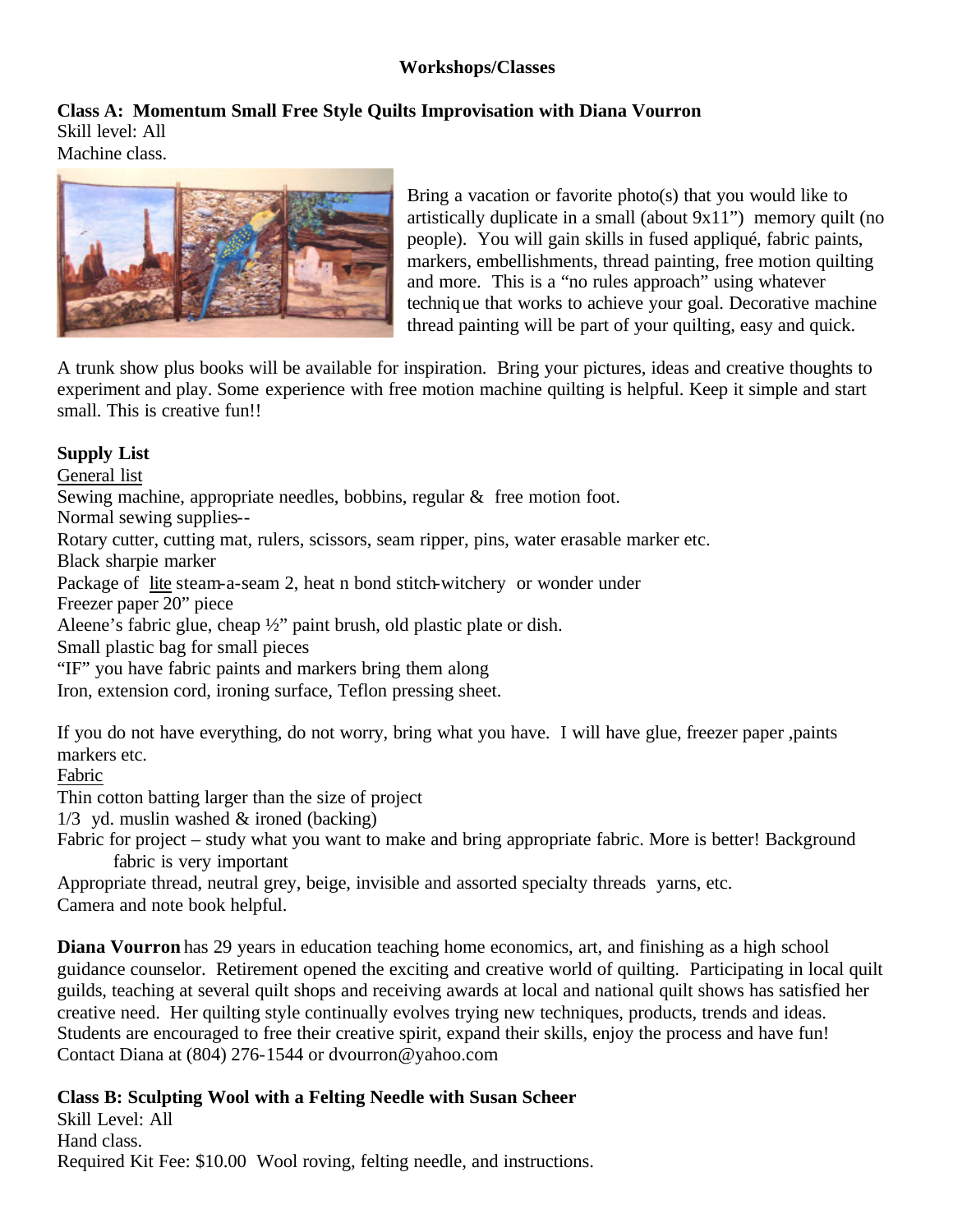## Workshops/Classes

### Class A: Momentum Small Free Style Quilts Improvisation with Diana Vourron

Skill level: All
Machine class.

Bring a vacation or favorite photo(s) that you would like to artistically duplicate in a small (about 9x11") memory quilt (no people). You will gain skills in fused appliqué, fabric paints, markers, embellishments, thread painting, free motion quilting and more. This is a "no rules approach" using whatever technique that works to achieve your goal. Decorative machine thread painting will be part of your quilting, easy and quick.

A trunk show plus books will be available for inspiration. Bring your pictures, ideas and creative thoughts to experiment and play. Some experience with free motion machine quilting is helpful. Keep it simple and start small. This is creative fun!!

**Supply List**

<u>General list</u>

Sewing machine, appropriate needles, bobbins, regular & free motion foot.
Normal sewing supplies--
Rotary cutter, cutting mat, rulers, scissors, seam ripper, pins, water erasable marker etc.
Black sharpie marker
Package of <u>lite</u> steam-a-seam 2, heat n bond stitch-witchery or wonder under
Freezer paper 20" piece
Aleene's fabric glue, cheap ½" paint brush, old plastic plate or dish.
Small plastic bag for small pieces
"IF" you have fabric paints and markers bring them along
Iron, extension cord, ironing surface, Teflon pressing sheet.

If you do not have everything, do not worry, bring what you have. I will have glue, freezer paper ,paints markers etc.

<u>Fabric</u>

Thin cotton batting larger than the size of project
1/3 yd. muslin washed & ironed (backing)
Fabric for project – study what you want to make and bring appropriate fabric. More is better! Background fabric is very important
Appropriate thread, neutral grey, beige, invisible and assorted specialty threads yarns, etc.
Camera and note book helpful.

**Diana Vourron** has 29 years in education teaching home economics, art, and finishing as a high school guidance counselor. Retirement opened the exciting and creative world of quilting. Participating in local quilt guilds, teaching at several quilt shops and receiving awards at local and national quilt shows has satisfied her creative need. Her quilting style continually evolves trying new techniques, products, trends and ideas. Students are encouraged to free their creative spirit, expand their skills, enjoy the process and have fun! Contact Diana at (804) 276-1544 or dvourron@yahoo.com

### Class B: Sculpting Wool with a Felting Needle with Susan Scheer

Skill Level: All
Hand class.
Required Kit Fee: $10.00 Wool roving, felting needle, and instructions.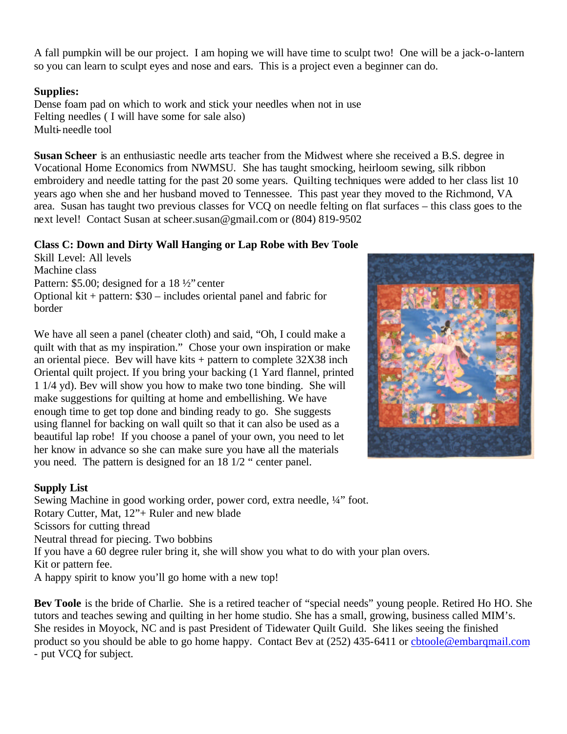A fall pumpkin will be our project. I am hoping we will have time to sculpt two! One will be a jack-o-lantern so you can learn to sculpt eyes and nose and ears. This is a project even a beginner can do.

**Supplies:**

Dense foam pad on which to work and stick your needles when not in use
Felting needles ( I will have some for sale also)
Multi-needle tool

**Susan Scheer** is an enthusiastic needle arts teacher from the Midwest where she received a B.S. degree in Vocational Home Economics from NWMSU. She has taught smocking, heirloom sewing, silk ribbon embroidery and needle tatting for the past 20 some years. Quilting techniques were added to her class list 10 years ago when she and her husband moved to Tennessee. This past year they moved to the Richmond, VA area. Susan has taught two previous classes for VCQ on needle felting on flat surfaces – this class goes to the next level! Contact Susan at scheer.susan@gmail.com or (804) 819-9502

**Class C: Down and Dirty Wall Hanging or Lap Robe with Bev Toole**

Skill Level: All levels
Machine class
Pattern: $5.00; designed for a 18 ½" center
Optional kit + pattern: $30 – includes oriental panel and fabric for border

We have all seen a panel (cheater cloth) and said, "Oh, I could make a quilt with that as my inspiration." Chose your own inspiration or make an oriental piece. Bev will have kits + pattern to complete 32X38 inch Oriental quilt project. If you bring your backing (1 Yard flannel, printed 1 1/4 yd). Bev will show you how to make two tone binding. She will make suggestions for quilting at home and embellishing. We have enough time to get top done and binding ready to go. She suggests using flannel for backing on wall quilt so that it can also be used as a beautiful lap robe! If you choose a panel of your own, you need to let her know in advance so she can make sure you have all the materials you need. The pattern is designed for an 18 1/2 " center panel.

**Supply List**

Sewing Machine in good working order, power cord, extra needle, ¼" foot.
Rotary Cutter, Mat, 12"+ Ruler and new blade
Scissors for cutting thread
Neutral thread for piecing. Two bobbins
If you have a 60 degree ruler bring it, she will show you what to do with your plan overs.
Kit or pattern fee.
A happy spirit to know you'll go home with a new top!

**Bev Toole** is the bride of Charlie. She is a retired teacher of "special needs" young people. Retired Ho HO. She tutors and teaches sewing and quilting in her home studio. She has a small, growing, business called MIM's. She resides in Moyock, NC and is past President of Tidewater Quilt Guild. She likes seeing the finished product so you should be able to go home happy. Contact Bev at (252) 435-6411 or cbtoole@embarqmail.com - put VCQ for subject.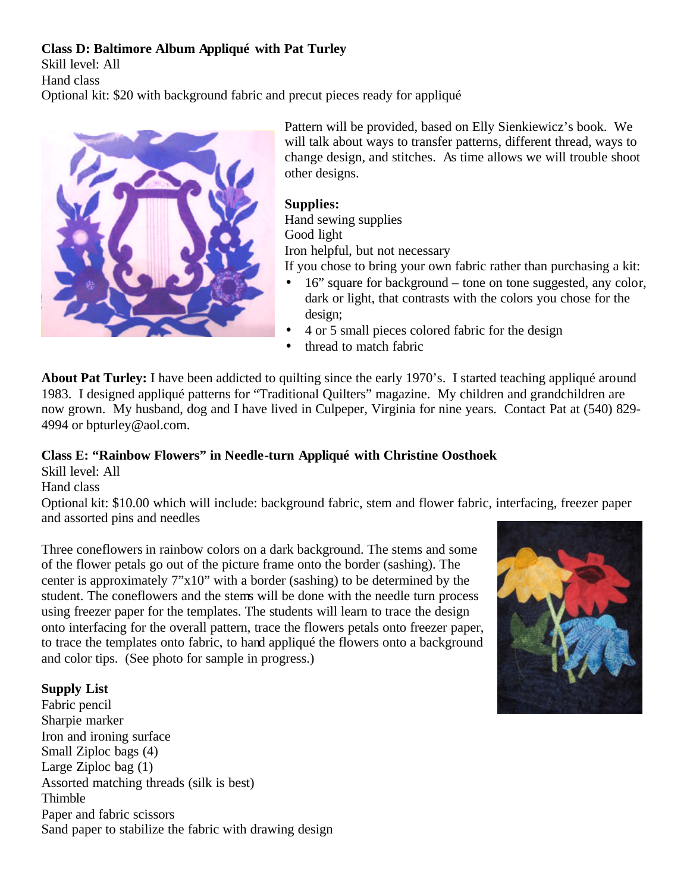**Class D: Baltimore Album Appliqué with Pat Turley**
Skill level: All
Hand class
Optional kit: $20 with background fabric and precut pieces ready for appliqué

Pattern will be provided, based on Elly Sienkiewicz's book. We will talk about ways to transfer patterns, different thread, ways to change design, and stitches. As time allows we will trouble shoot other designs.

**Supplies:**
Hand sewing supplies
Good light
Iron helpful, but not necessary
If you chose to bring your own fabric rather than purchasing a kit:

- 16" square for background – tone on tone suggested, any color, dark or light, that contrasts with the colors you chose for the design;
- 4 or 5 small pieces colored fabric for the design
- thread to match fabric

**About Pat Turley:** I have been addicted to quilting since the early 1970's. I started teaching appliqué around 1983. I designed appliqué patterns for "Traditional Quilters" magazine. My children and grandchildren are now grown. My husband, dog and I have lived in Culpeper, Virginia for nine years. Contact Pat at (540) 829-4994 or bpturley@aol.com.

**Class E: "Rainbow Flowers" in Needle-turn Appliqué with Christine Oosthoek**
Skill level: All
Hand class
Optional kit: $10.00 which will include: background fabric, stem and flower fabric, interfacing, freezer paper and assorted pins and needles

Three coneflowers in rainbow colors on a dark background. The stems and some of the flower petals go out of the picture frame onto the border (sashing). The center is approximately 7"x10" with a border (sashing) to be determined by the student. The coneflowers and the stems will be done with the needle turn process using freezer paper for the templates. The students will learn to trace the design onto interfacing for the overall pattern, trace the flowers petals onto freezer paper, to trace the templates onto fabric, to hand appliqué the flowers onto a background and color tips. (See photo for sample in progress.)

**Supply List**
Fabric pencil
Sharpie marker
Iron and ironing surface
Small Ziploc bags (4)
Large Ziploc bag (1)
Assorted matching threads (silk is best)
Thimble
Paper and fabric scissors
Sand paper to stabilize the fabric with drawing design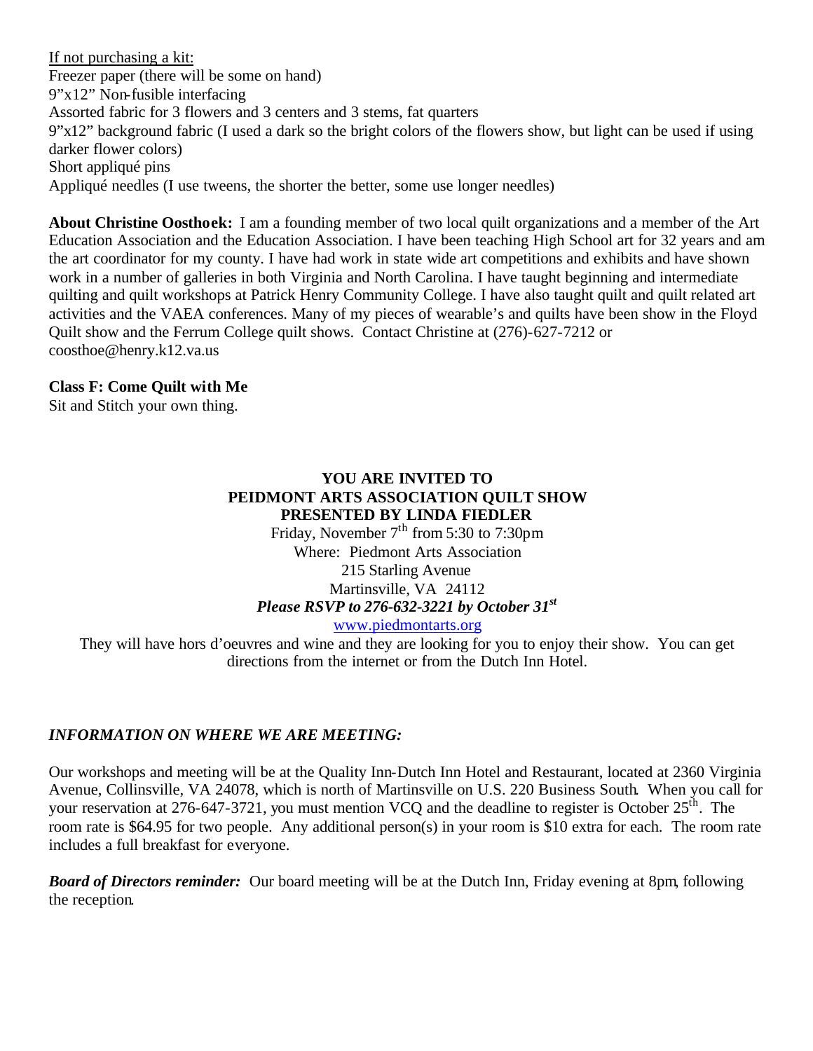If not purchasing a kit:
Freezer paper (there will be some on hand)
9"x12" Non-fusible interfacing
Assorted fabric for 3 flowers and 3 centers and 3 stems, fat quarters
9"x12" background fabric (I used a dark so the bright colors of the flowers show, but light can be used if using darker flower colors)
Short appliqué pins
Appliqué needles (I use tweens, the shorter the better, some use longer needles)

**About Christine Oosthoek:** I am a founding member of two local quilt organizations and a member of the Art Education Association and the Education Association. I have been teaching High School art for 32 years and am the art coordinator for my county. I have had work in state wide art competitions and exhibits and have shown work in a number of galleries in both Virginia and North Carolina. I have taught beginning and intermediate quilting and quilt workshops at Patrick Henry Community College. I have also taught quilt and quilt related art activities and the VAEA conferences. Many of my pieces of wearable's and quilts have been show in the Floyd Quilt show and the Ferrum College quilt shows. Contact Christine at (276)-627-7212 or coosthoe@henry.k12.va.us

**Class F: Come Quilt with Me**
Sit and Stitch your own thing.

**YOU ARE INVITED TO**
**PEIDMONT ARTS ASSOCIATION QUILT SHOW**
**PRESENTED BY LINDA FIEDLER**

Friday, November 7th from 5:30 to 7:30pm
Where: Piedmont Arts Association
215 Starling Avenue
Martinsville, VA 24112
***Please RSVP to 276-632-3221 by October 31st***
www.piedmontarts.org

They will have hors d'oeuvres and wine and they are looking for you to enjoy their show. You can get directions from the internet or from the Dutch Inn Hotel.

***INFORMATION ON WHERE WE ARE MEETING:***

Our workshops and meeting will be at the Quality Inn-Dutch Inn Hotel and Restaurant, located at 2360 Virginia Avenue, Collinsville, VA 24078, which is north of Martinsville on U.S. 220 Business South. When you call for your reservation at 276-647-3721, you must mention VCQ and the deadline to register is October 25th. The room rate is $64.95 for two people. Any additional person(s) in your room is $10 extra for each. The room rate includes a full breakfast for everyone.

***Board of Directors reminder:*** Our board meeting will be at the Dutch Inn, Friday evening at 8pm, following the reception.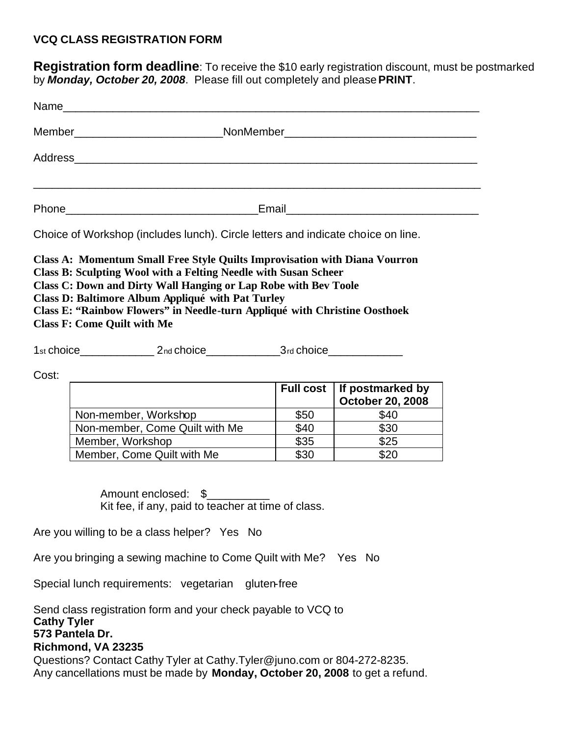**VCQ CLASS REGISTRATION FORM**

**Registration form deadline**: To receive the $10 early registration discount, must be postmarked by ***Monday, October 20, 2008***. Please fill out completely and please **PRINT**.

Name_______________________________________________________________________

Member________________________NonMember_______________________________

Address_____________________________________________________________________

____________________________________________________________________________

Phone_______________________________Email_______________________________

Choice of Workshop (includes lunch). Circle letters and indicate choice on line.

**Class A: Momentum Small Free Style Quilts Improvisation with Diana Vourron**
**Class B: Sculpting Wool with a Felting Needle with Susan Scheer**
**Class C: Down and Dirty Wall Hanging or Lap Robe with Bev Toole**
**Class D: Baltimore Album Appliqué with Pat Turley**
**Class E: "Rainbow Flowers" in Needle-turn Appliqué with Christine Oosthoek**
**Class F: Come Quilt with Me**

1st choice____________ 2nd choice____________3rd choice____________

Cost:

| | Full cost | If postmarked by October 20, 2008 |
|---|---|---|
| Non-member, Workshop | $50 | $40 |
| Non-member, Come Quilt with Me | $40 | $30 |
| Member, Workshop | $35 | $25 |
| Member, Come Quilt with Me | $30 | $20 |

Amount enclosed: $__________
Kit fee, if any, paid to teacher at time of class.

Are you willing to be a class helper? Yes No

Are you bringing a sewing machine to Come Quilt with Me? Yes No

Special lunch requirements: vegetarian gluten-free

Send class registration form and your check payable to VCQ to
**Cathy Tyler**
**573 Pantela Dr.**
**Richmond, VA 23235**
Questions? Contact Cathy Tyler at Cathy.Tyler@juno.com or 804-272-8235.
Any cancellations must be made by **Monday, October 20, 2008** to get a refund.